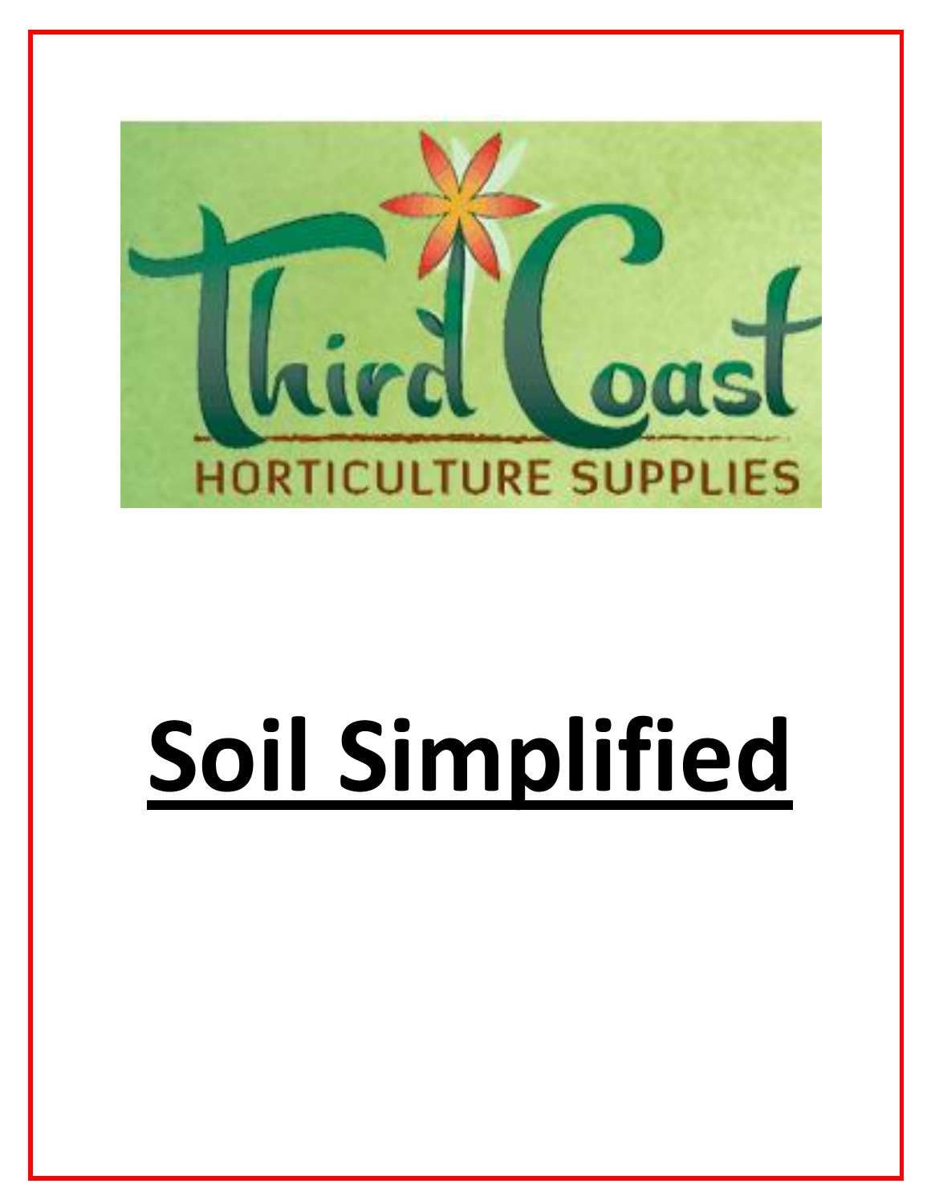Third Coast

HORTICULTURE SUPPLIES

# Soil Simplified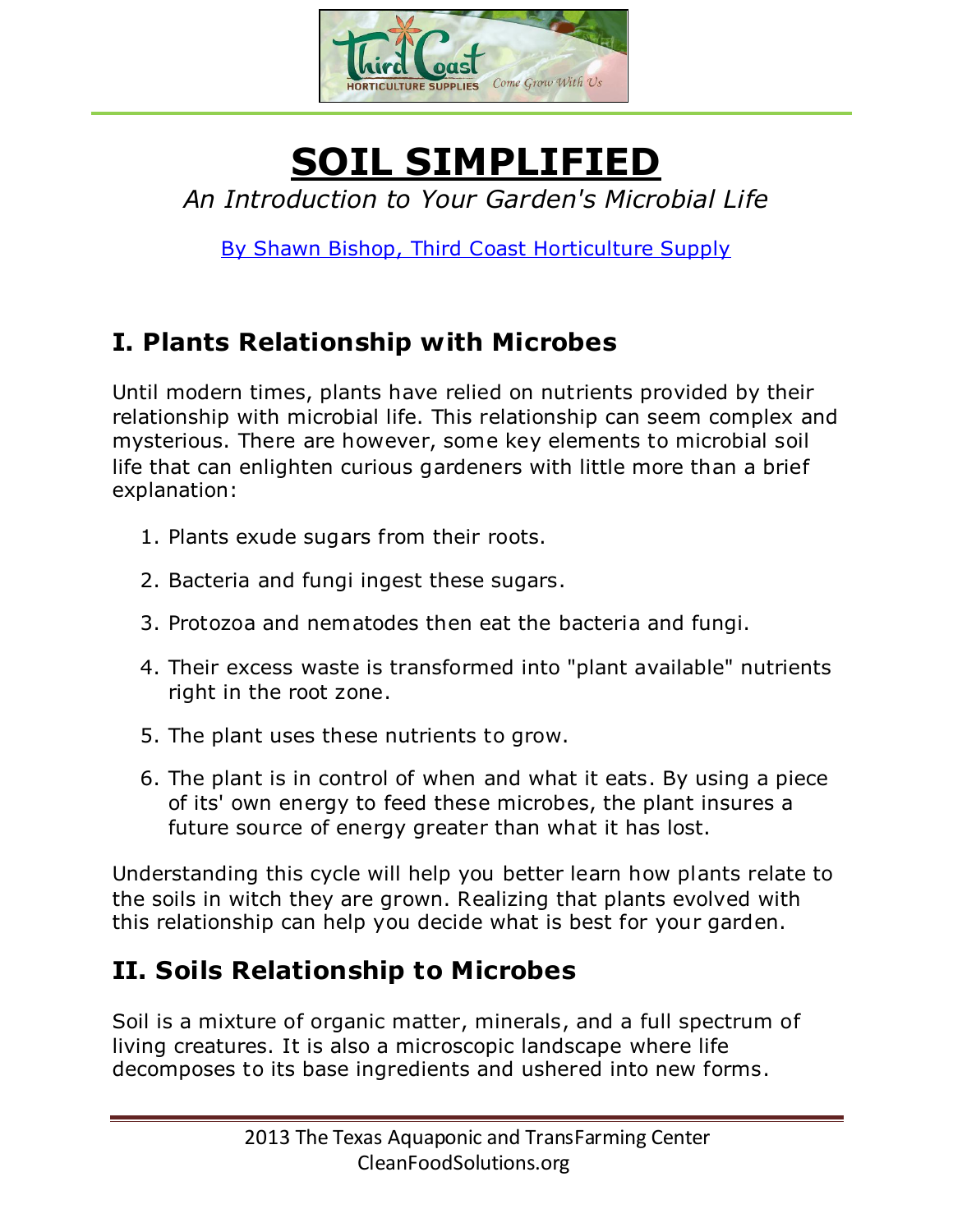# SOIL SIMPLIFIED

*An Introduction to Your Garden's Microbial Life*

By Shawn Bishop, Third Coast Horticulture Supply

## I. Plants Relationship with Microbes

Until modern times, plants have relied on nutrients provided by their relationship with microbial life. This relationship can seem complex and mysterious. There are however, some key elements to microbial soil life that can enlighten curious gardeners with little more than a brief explanation:

1. Plants exude sugars from their roots.
2. Bacteria and fungi ingest these sugars.
3. Protozoa and nematodes then eat the bacteria and fungi.
4. Their excess waste is transformed into "plant available" nutrients right in the root zone.
5. The plant uses these nutrients to grow.
6. The plant is in control of when and what it eats. By using a piece of its' own energy to feed these microbes, the plant insures a future source of energy greater than what it has lost.

Understanding this cycle will help you better learn how plants relate to the soils in witch they are grown. Realizing that plants evolved with this relationship can help you decide what is best for your garden.

## II. Soils Relationship to Microbes

Soil is a mixture of organic matter, minerals, and a full spectrum of living creatures. It is also a microscopic landscape where life decomposes to its base ingredients and ushered into new forms.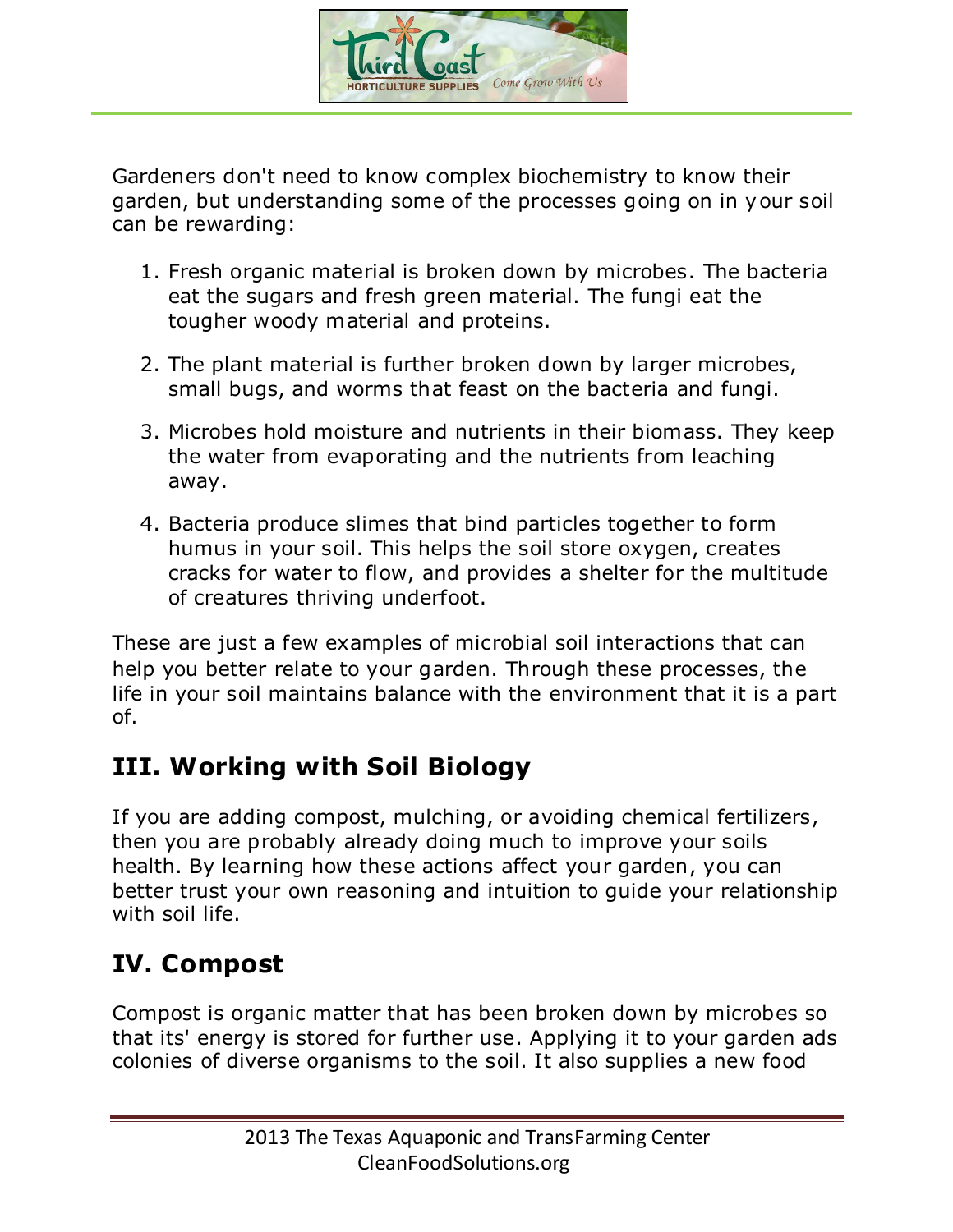Gardeners don't need to know complex biochemistry to know their garden, but understanding some of the processes going on in your soil can be rewarding:

1. Fresh organic material is broken down by microbes. The bacteria eat the sugars and fresh green material. The fungi eat the tougher woody material and proteins.

2. The plant material is further broken down by larger microbes, small bugs, and worms that feast on the bacteria and fungi.

3. Microbes hold moisture and nutrients in their biomass. They keep the water from evaporating and the nutrients from leaching away.

4. Bacteria produce slimes that bind particles together to form humus in your soil. This helps the soil store oxygen, creates cracks for water to flow, and provides a shelter for the multitude of creatures thriving underfoot.

These are just a few examples of microbial soil interactions that can help you better relate to your garden. Through these processes, the life in your soil maintains balance with the environment that it is a part of.

## III. Working with Soil Biology

If you are adding compost, mulching, or avoiding chemical fertilizers, then you are probably already doing much to improve your soils health. By learning how these actions affect your garden, you can better trust your own reasoning and intuition to guide your relationship with soil life.

## IV. Compost

Compost is organic matter that has been broken down by microbes so that its' energy is stored for further use. Applying it to your garden ads colonies of diverse organisms to the soil. It also supplies a new food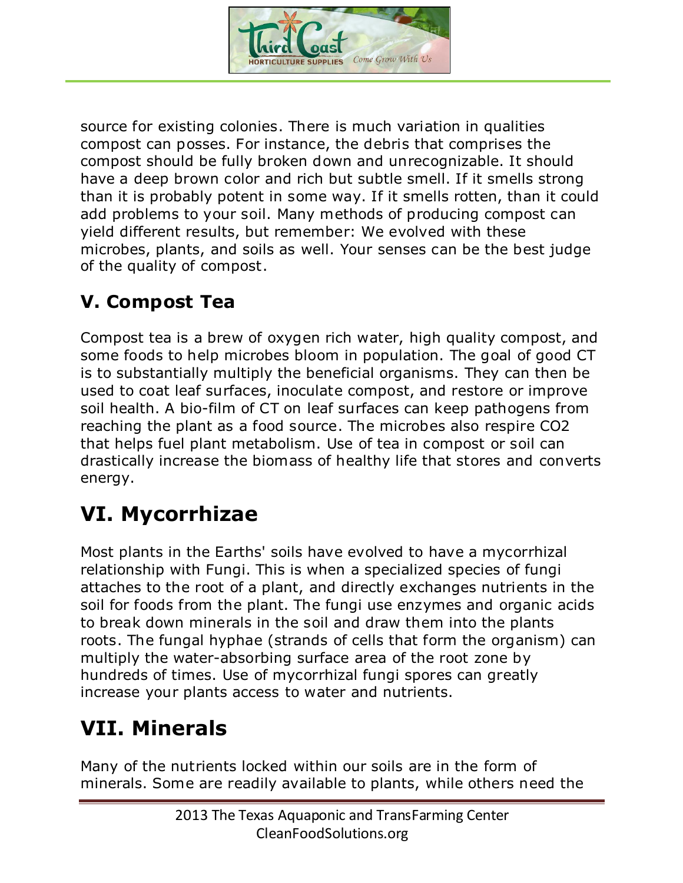source for existing colonies. There is much variation in qualities compost can posses. For instance, the debris that comprises the compost should be fully broken down and unrecognizable. It should have a deep brown color and rich but subtle smell. If it smells strong than it is probably potent in some way. If it smells rotten, than it could add problems to your soil. Many methods of producing compost can yield different results, but remember: We evolved with these microbes, plants, and soils as well. Your senses can be the best judge of the quality of compost.

### V. Compost Tea

Compost tea is a brew of oxygen rich water, high quality compost, and some foods to help microbes bloom in population. The goal of good CT is to substantially multiply the beneficial organisms. They can then be used to coat leaf surfaces, inoculate compost, and restore or improve soil health. A bio-film of CT on leaf surfaces can keep pathogens from reaching the plant as a food source. The microbes also respire $CO_2$ that helps fuel plant metabolism. Use of tea in compost or soil can drastically increase the biomass of healthy life that stores and converts energy.

## VI. Mycorrhizae

Most plants in the Earths' soils have evolved to have a mycorrhizal relationship with Fungi. This is when a specialized species of fungi attaches to the root of a plant, and directly exchanges nutrients in the soil for foods from the plant. The fungi use enzymes and organic acids to break down minerals in the soil and draw them into the plants roots. The fungal hyphae (strands of cells that form the organism) can multiply the water-absorbing surface area of the root zone by hundreds of times. Use of mycorrhizal fungi spores can greatly increase your plants access to water and nutrients.

## VII. Minerals

Many of the nutrients locked within our soils are in the form of minerals. Some are readily available to plants, while others need the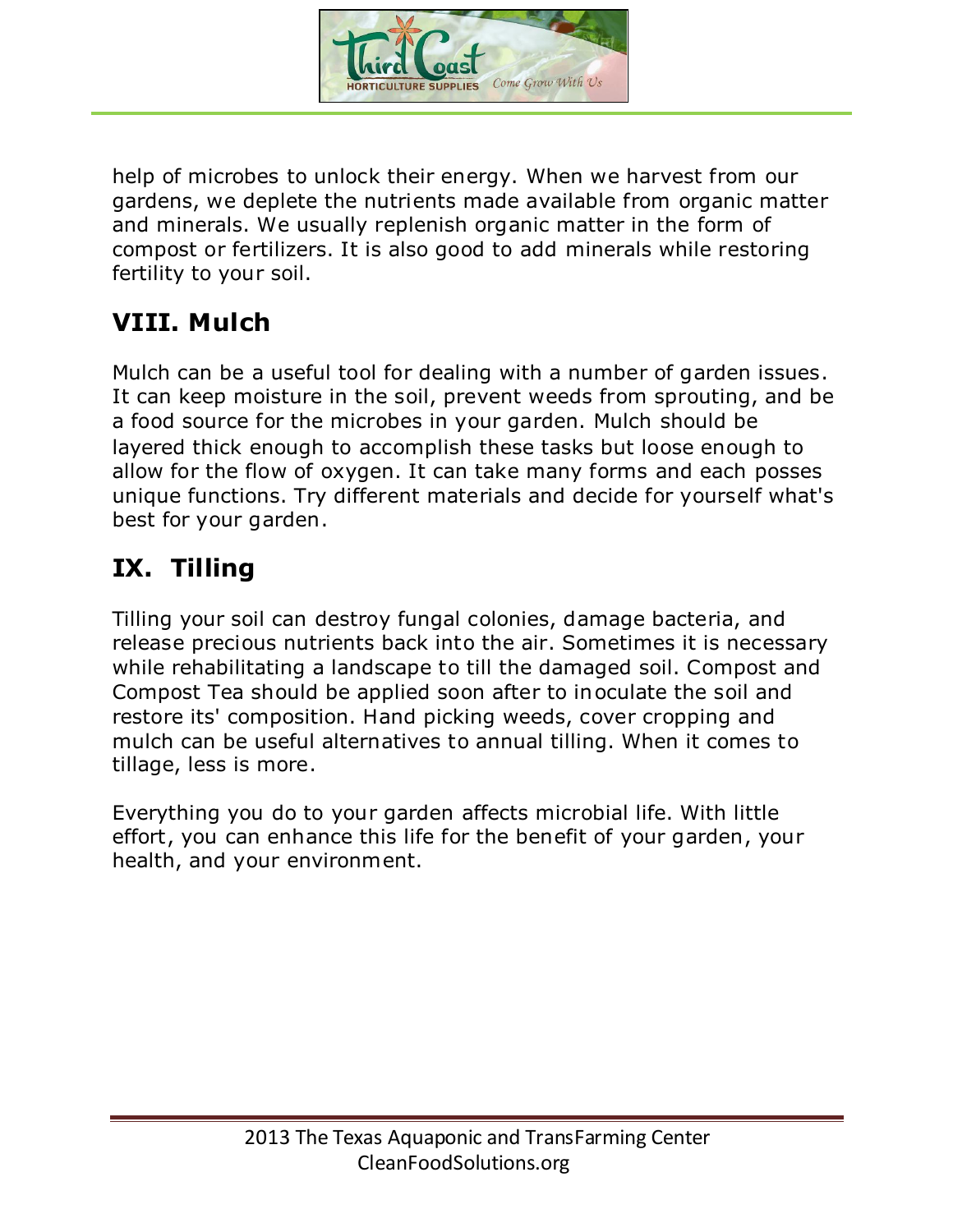help of microbes to unlock their energy. When we harvest from our gardens, we deplete the nutrients made available from organic matter and minerals. We usually replenish organic matter in the form of compost or fertilizers. It is also good to add minerals while restoring fertility to your soil.

## VIII. Mulch

Mulch can be a useful tool for dealing with a number of garden issues. It can keep moisture in the soil, prevent weeds from sprouting, and be a food source for the microbes in your garden. Mulch should be layered thick enough to accomplish these tasks but loose enough to allow for the flow of oxygen. It can take many forms and each posses unique functions. Try different materials and decide for yourself what's best for your garden.

## IX. Tilling

Tilling your soil can destroy fungal colonies, damage bacteria, and release precious nutrients back into the air. Sometimes it is necessary while rehabilitating a landscape to till the damaged soil. Compost and Compost Tea should be applied soon after to inoculate the soil and restore its' composition. Hand picking weeds, cover cropping and mulch can be useful alternatives to annual tilling. When it comes to tillage, less is more.

Everything you do to your garden affects microbial life. With little effort, you can enhance this life for the benefit of your garden, your health, and your environment.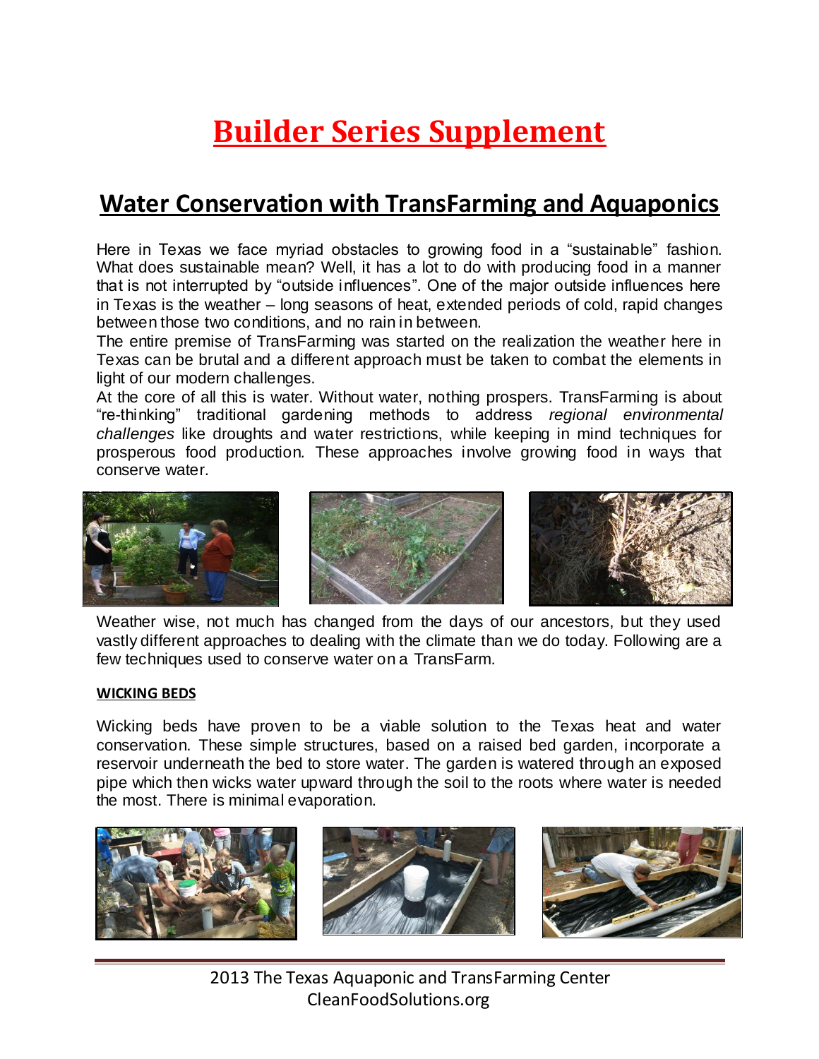# Builder Series Supplement

## Water Conservation with TransFarming and Aquaponics

Here in Texas we face myriad obstacles to growing food in a "sustainable" fashion. What does sustainable mean? Well, it has a lot to do with producing food in a manner that is not interrupted by "outside influences". One of the major outside influences here in Texas is the weather – long seasons of heat, extended periods of cold, rapid changes between those two conditions, and no rain in between.

The entire premise of TransFarming was started on the realization the weather here in Texas can be brutal and a different approach must be taken to combat the elements in light of our modern challenges.

At the core of all this is water. Without water, nothing prospers. TransFarming is about "re-thinking" traditional gardening methods to address *regional environmental challenges* like droughts and water restrictions, while keeping in mind techniques for prosperous food production. These approaches involve growing food in ways that conserve water.

Weather wise, not much has changed from the days of our ancestors, but they used vastly different approaches to dealing with the climate than we do today. Following are a few techniques used to conserve water on a TransFarm.

**WICKING BEDS**

Wicking beds have proven to be a viable solution to the Texas heat and water conservation. These simple structures, based on a raised bed garden, incorporate a reservoir underneath the bed to store water. The garden is watered through an exposed pipe which then wicks water upward through the soil to the roots where water is needed the most. There is minimal evaporation.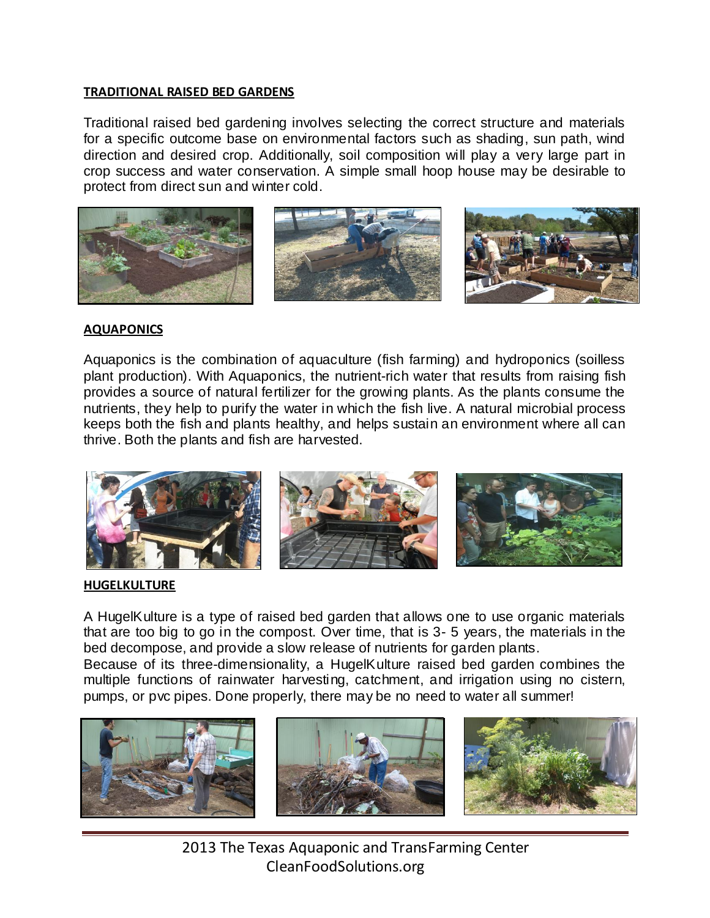## TRADITIONAL RAISED BED GARDENS

Traditional raised bed gardening involves selecting the correct structure and materials for a specific outcome base on environmental factors such as shading, sun path, wind direction and desired crop. Additionally, soil composition will play a very large part in crop success and water conservation. A simple small hoop house may be desirable to protect from direct sun and winter cold.

## AQUAPONICS

Aquaponics is the combination of aquaculture (fish farming) and hydroponics (soilless plant production). With Aquaponics, the nutrient-rich water that results from raising fish provides a source of natural fertilizer for the growing plants. As the plants consume the nutrients, they help to purify the water in which the fish live. A natural microbial process keeps both the fish and plants healthy, and helps sustain an environment where all can thrive. Both the plants and fish are harvested.

## HUGELKULTURE

A HugelKulture is a type of raised bed garden that allows one to use organic materials that are too big to go in the compost. Over time, that is 3- 5 years, the materials in the bed decompose, and provide a slow release of nutrients for garden plants.

Because of its three-dimensionality, a HugelKulture raised bed garden combines the multiple functions of rainwater harvesting, catchment, and irrigation using no cistern, pumps, or pvc pipes. Done properly, there may be no need to water all summer!

2013 The Texas Aquaponic and TransFarming Center
CleanFoodSolutions.org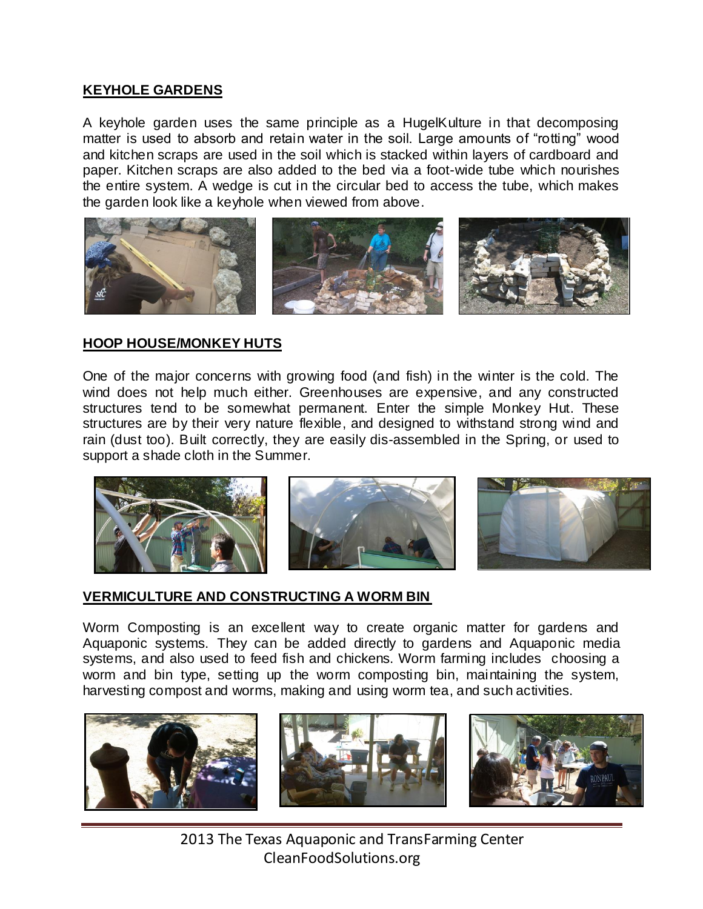## KEYHOLE GARDENS

A keyhole garden uses the same principle as a HugelKulture in that decomposing matter is used to absorb and retain water in the soil. Large amounts of "rotting" wood and kitchen scraps are used in the soil which is stacked within layers of cardboard and paper. Kitchen scraps are also added to the bed via a foot-wide tube which nourishes the entire system. A wedge is cut in the circular bed to access the tube, which makes the garden look like a keyhole when viewed from above.

## HOOP HOUSE/MONKEY HUTS

One of the major concerns with growing food (and fish) in the winter is the cold. The wind does not help much either. Greenhouses are expensive, and any constructed structures tend to be somewhat permanent. Enter the simple Monkey Hut. These structures are by their very nature flexible, and designed to withstand strong wind and rain (dust too). Built correctly, they are easily dis-assembled in the Spring, or used to support a shade cloth in the Summer.

## VERMICULTURE AND CONSTRUCTING A WORM BIN

Worm Composting is an excellent way to create organic matter for gardens and Aquaponic systems. They can be added directly to gardens and Aquaponic media systems, and also used to feed fish and chickens. Worm farming includes choosing a worm and bin type, setting up the worm composting bin, maintaining the system, harvesting compost and worms, making and using worm tea, and such activities.

2013 The Texas Aquaponic and TransFarming Center
CleanFoodSolutions.org